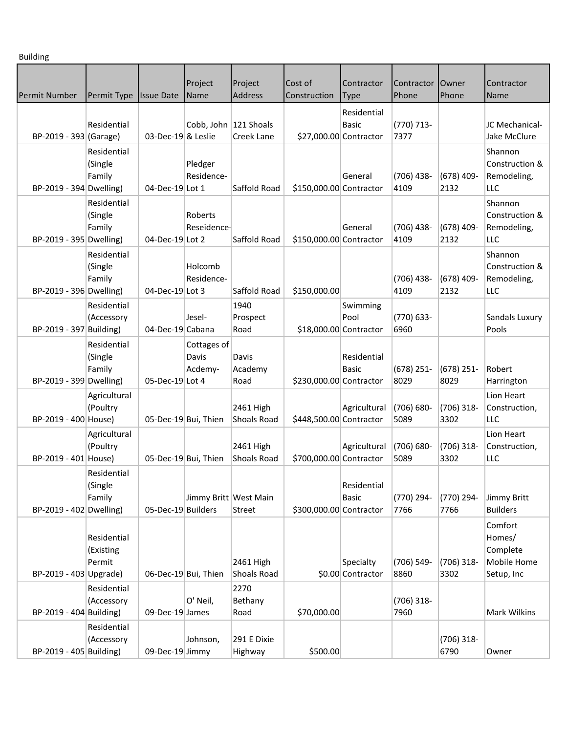Building

| Permit Number | Permit Type | Issue Date | Project Name | Project Address | Cost of Construction | Contractor Type | Contractor Phone | Owner Phone | Contractor Name |
|---|---|---|---|---|---|---|---|---|---|
| BP-2019 - 393 | Residential (Garage) | 03-Dec-19 | Cobb, John & Leslie | 121 Shoals Creek Lane | $27,000.00 | Residential Basic Contractor | (770) 713-7377 | | JC Mechanical-Jake McClure |
| BP-2019 - 394 | Residential (Single Family Dwelling) | 04-Dec-19 | Pledger Residence-Lot 1 | Saffold Road | $150,000.00 | General Contractor | (706) 438-4109 | (678) 409-2132 | Shannon Construction & Remodeling, LLC |
| BP-2019 - 395 | Residential (Single Family Dwelling) | 04-Dec-19 | Roberts Reseidence-Lot 2 | Saffold Road | $150,000.00 | General Contractor | (706) 438-4109 | (678) 409-2132 | Shannon Construction & Remodeling, LLC |
| BP-2019 - 396 | Residential (Single Family Dwelling) | 04-Dec-19 | Holcomb Residence-Lot 3 | Saffold Road | $150,000.00 | | (706) 438-4109 | (678) 409-2132 | Shannon Construction & Remodeling, LLC |
| BP-2019 - 397 | Residential (Accessory Building) | 04-Dec-19 | Jesel-Cabana | 1940 Prospect Road | $18,000.00 | Swimming Pool Contractor | (770) 633-6960 | | Sandals Luxury Pools |
| BP-2019 - 399 | Residential (Single Family Dwelling) | 05-Dec-19 | Cottages of Davis Acdemy-Lot 4 | Davis Academy Road | $230,000.00 | Residential Basic Contractor | (678) 251-8029 | (678) 251-8029 | Robert Harrington |
| BP-2019 - 400 | Agricultural (Poultry House) | 05-Dec-19 | Bui, Thien | 2461 High Shoals Road | $448,500.00 | Agricultural Contractor | (706) 680-5089 | (706) 318-3302 | Lion Heart Construction, LLC |
| BP-2019 - 401 | Agricultural (Poultry House) | 05-Dec-19 | Bui, Thien | 2461 High Shoals Road | $700,000.00 | Agricultural Contractor | (706) 680-5089 | (706) 318-3302 | Lion Heart Construction, LLC |
| BP-2019 - 402 | Residential (Single Family Dwelling) | 05-Dec-19 | Jimmy Britt Builders | West Main Street | $300,000.00 | Residential Basic Contractor | (770) 294-7766 | (770) 294-7766 | Jimmy Britt Builders |
| BP-2019 - 403 | Residential (Existing Permit Upgrade) | 06-Dec-19 | Bui, Thien | 2461 High Shoals Road | $0.00 | Specialty Contractor | (706) 549-8860 | (706) 318-3302 | Comfort Homes/ Complete Mobile Home Setup, Inc |
| BP-2019 - 404 | Residential (Accessory Building) | 09-Dec-19 | O' Neil, James | 2270 Bethany Road | $70,000.00 | | (706) 318-7960 | | Mark Wilkins |
| BP-2019 - 405 | Residential (Accessory Building) | 09-Dec-19 | Johnson, Jimmy | 291 E Dixie Highway | $500.00 | | | (706) 318-6790 | Owner |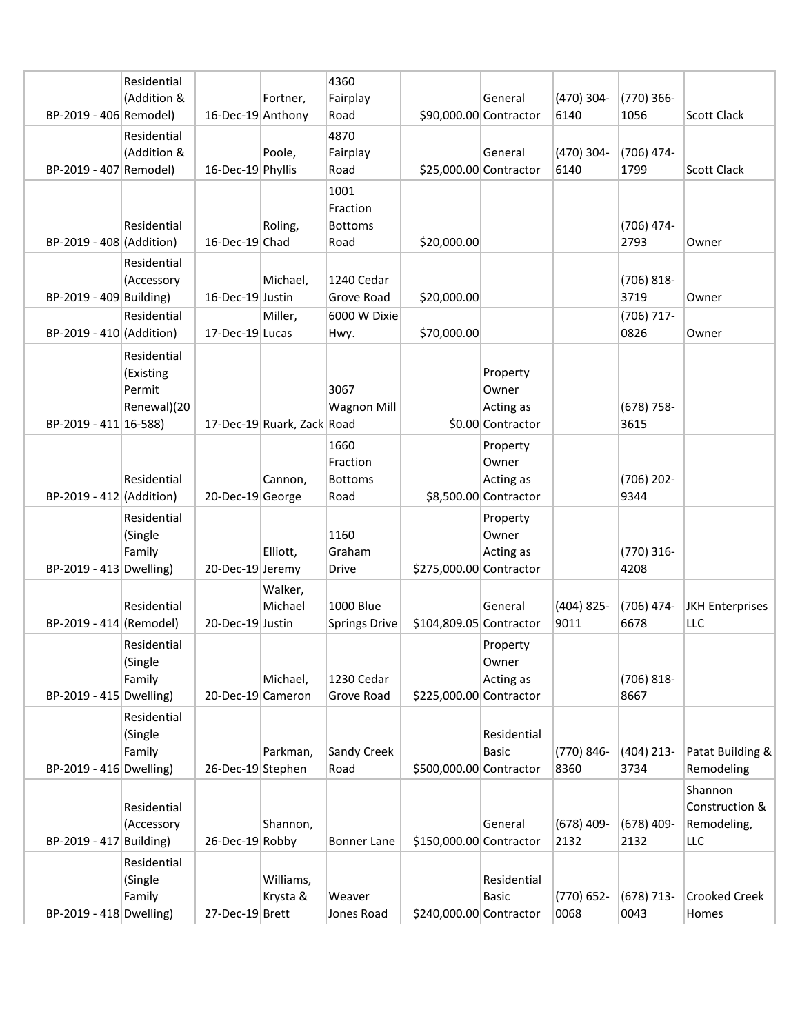| | | | | | | | | | |
|---|---|---|---|---|---|---|---|---|---|
| BP-2019 - 406 | Residential (Addition & Remodel) | 16-Dec-19 | Fortner, Anthony | 4360 Fairplay Road | $90,000.00 | General Contractor | (470) 304-6140 | (770) 366-1056 | Scott Clack |
| BP-2019 - 407 | Residential (Addition & Remodel) | 16-Dec-19 | Poole, Phyllis | 4870 Fairplay Road | $25,000.00 | General Contractor | (470) 304-6140 | (706) 474-1799 | Scott Clack |
| BP-2019 - 408 | Residential (Addition) | 16-Dec-19 | Roling, Chad | 1001 Fraction Bottoms Road | $20,000.00 | | | (706) 474-2793 | Owner |
| BP-2019 - 409 | Residential (Accessory Building) | 16-Dec-19 | Michael, Justin | 1240 Cedar Grove Road | $20,000.00 | | | (706) 818-3719 | Owner |
| BP-2019 - 410 | Residential (Addition) | 17-Dec-19 | Miller, Lucas | 6000 W Dixie Hwy. | $70,000.00 | | | (706) 717-0826 | Owner |
| BP-2019 - 411 | Residential (Existing Permit Renewal)(2016-588) | 17-Dec-19 | Ruark, Zack | 3067 Wagnon Mill Road | $0.00 | Property Owner Acting as Contractor | | (678) 758-3615 | |
| BP-2019 - 412 | Residential (Addition) | 20-Dec-19 | Cannon, George | 1660 Fraction Bottoms Road | $8,500.00 | Property Owner Acting as Contractor | | (706) 202-9344 | |
| BP-2019 - 413 | Residential (Single Family Dwelling) | 20-Dec-19 | Elliott, Jeremy | 1160 Graham Drive | $275,000.00 | Property Owner Acting as Contractor | | (770) 316-4208 | |
| BP-2019 - 414 | Residential (Remodel) | 20-Dec-19 | Walker, Michael Justin | 1000 Blue Springs Drive | $104,809.05 | General Contractor | (404) 825-9011 | (706) 474-6678 | JKH Enterprises LLC |
| BP-2019 - 415 | Residential (Single Family Dwelling) | 20-Dec-19 | Michael, Cameron | 1230 Cedar Grove Road | $225,000.00 | Property Owner Acting as Contractor | | (706) 818-8667 | |
| BP-2019 - 416 | Residential (Single Family Dwelling) | 26-Dec-19 | Parkman, Stephen | Sandy Creek Road | $500,000.00 | Residential Basic Contractor | (770) 846-8360 | (404) 213-3734 | Patat Building & Remodeling |
| BP-2019 - 417 | Residential (Accessory Building) | 26-Dec-19 | Shannon, Robby | Bonner Lane | $150,000.00 | General Contractor | (678) 409-2132 | (678) 409-2132 | Shannon Construction & Remodeling, LLC |
| BP-2019 - 418 | Residential (Single Family Dwelling) | 27-Dec-19 | Williams, Krysta & Brett | Weaver Jones Road | $240,000.00 | Residential Basic Contractor | (770) 652-0068 | (678) 713-0043 | Crooked Creek Homes |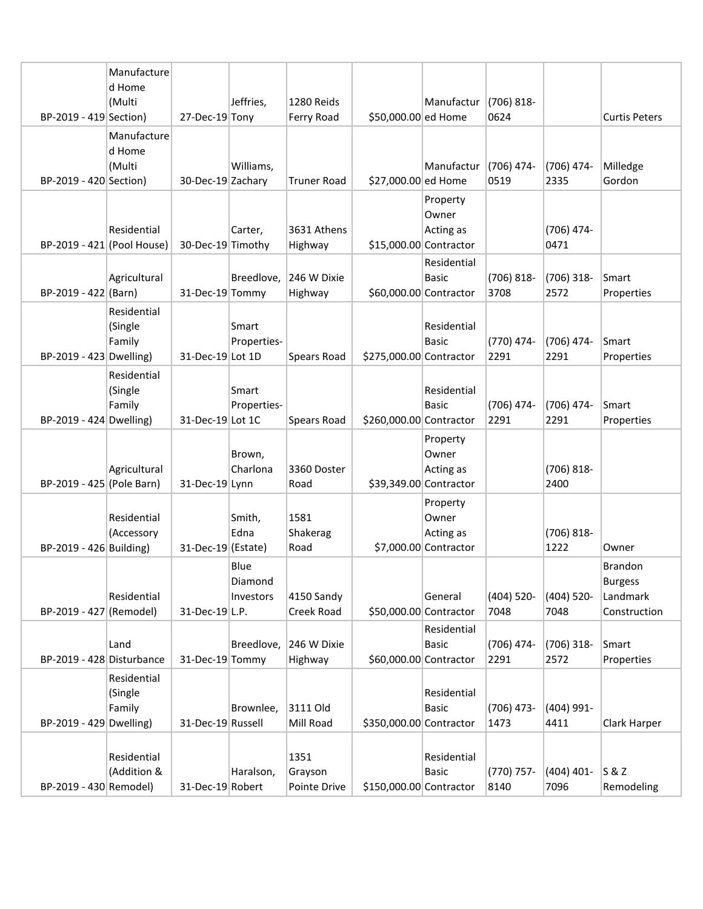| | | | | | | | | | |
|---|---|---|---|---|---|---|---|---|---|
| BP-2019 - 419 | Manufactured Home (Multi Section) | 27-Dec-19 | Jeffries, Tony | 1280 Reids Ferry Road | $50,000.00 | Manufactured Home | (706) 818-0624 | | Curtis Peters |
| BP-2019 - 420 | Manufactured Home (Multi Section) | 30-Dec-19 | Williams, Zachary | Truner Road | $27,000.00 | Manufactured Home | (706) 474-0519 | (706) 474-2335 | Milledge Gordon |
| BP-2019 - 421 | Residential (Pool House) | 30-Dec-19 | Carter, Timothy | 3631 Athens Highway | $15,000.00 | Property Owner Acting as Contractor | | (706) 474-0471 | |
| BP-2019 - 422 | Agricultural (Barn) | 31-Dec-19 | Breedlove, Tommy | 246 W Dixie Highway | $60,000.00 | Residential Basic Contractor | (706) 818-3708 | (706) 318-2572 | Smart Properties |
| BP-2019 - 423 | Residential (Single Family Dwelling) | 31-Dec-19 | Smart Properties-Lot 1D | Spears Road | $275,000.00 | Residential Basic Contractor | (770) 474-2291 | (706) 474-2291 | Smart Properties |
| BP-2019 - 424 | Residential (Single Family Dwelling) | 31-Dec-19 | Smart Properties-Lot 1C | Spears Road | $260,000.00 | Residential Basic Contractor | (706) 474-2291 | (706) 474-2291 | Smart Properties |
| BP-2019 - 425 | Agricultural (Pole Barn) | 31-Dec-19 | Brown, Charlona Lynn | 3360 Doster Road | $39,349.00 | Property Owner Acting as Contractor | | (706) 818-2400 | |
| BP-2019 - 426 | Residential (Accessory Building) | 31-Dec-19 | Smith, Edna (Estate) | 1581 Shakerag Road | $7,000.00 | Property Owner Acting as Contractor | | (706) 818-1222 | Owner |
| BP-2019 - 427 | Residential (Remodel) | 31-Dec-19 | Blue Diamond Investors L.P. | 4150 Sandy Creek Road | $50,000.00 | General Contractor | (404) 520-7048 | (404) 520-7048 | Brandon Burgess Landmark Construction |
| BP-2019 - 428 | Land Disturbance | 31-Dec-19 | Breedlove, Tommy | 246 W Dixie Highway | $60,000.00 | Residential Basic Contractor | (706) 474-2291 | (706) 318-2572 | Smart Properties |
| BP-2019 - 429 | Residential (Single Family Dwelling) | 31-Dec-19 | Brownlee, Russell | 3111 Old Mill Road | $350,000.00 | Residential Basic Contractor | (706) 473-1473 | (404) 991-4411 | Clark Harper |
| BP-2019 - 430 | Residential (Addition & Remodel) | 31-Dec-19 | Haralson, Robert | 1351 Grayson Pointe Drive | $150,000.00 | Residential Basic Contractor | (770) 757-8140 | (404) 401-7096 | S & Z Remodeling |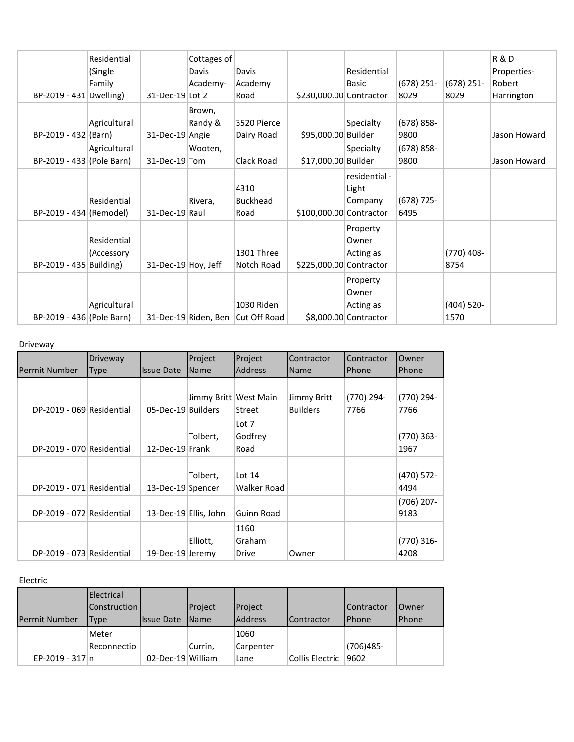| | | | | | | | | | |
|---|---|---|---|---|---|---|---|---|---|
| BP-2019 - 431 | Residential (Single Family Dwelling) | 31-Dec-19 | Cottages of Davis Academy- Lot 2 | Davis Academy Road | $230,000.00 | Residential Basic Contractor | (678) 251-8029 | (678) 251-8029 | R & D Properties- Robert Harrington |
| BP-2019 - 432 | Agricultural (Barn) | 31-Dec-19 | Brown, Randy & Angie | 3520 Pierce Dairy Road | $95,000.00 | Specialty Builder | (678) 858-9800 | | Jason Howard |
| BP-2019 - 433 | Agricultural (Pole Barn) | 31-Dec-19 | Wooten, Tom | Clack Road | $17,000.00 | Specialty Builder | (678) 858-9800 | | Jason Howard |
| BP-2019 - 434 | Residential (Remodel) | 31-Dec-19 | Rivera, Raul | 4310 Buckhead Road | $100,000.00 | residential - Light Company Contractor | (678) 725-6495 | | |
| BP-2019 - 435 | Residential (Accessory Building) | 31-Dec-19 | Hoy, Jeff | 1301 Three Notch Road | $225,000.00 | Property Owner Acting as Contractor | | (770) 408-8754 | |
| BP-2019 - 436 | Agricultural (Pole Barn) | 31-Dec-19 | Riden, Ben | 1030 Riden Cut Off Road | $8,000.00 | Property Owner Acting as Contractor | | (404) 520-1570 | |

Driveway

| Permit Number | Driveway Type | Issue Date | Project Name | Project Address | Contractor Name | Contractor Phone | Owner Phone |
|---|---|---|---|---|---|---|---|
| DP-2019 - 069 | Residential | 05-Dec-19 | Jimmy Britt Builders | West Main Street | Jimmy Britt Builders | (770) 294-7766 | (770) 294-7766 |
| DP-2019 - 070 | Residential | 12-Dec-19 | Tolbert, Frank | Lot 7 Godfrey Road | | | (770) 363-1967 |
| DP-2019 - 071 | Residential | 13-Dec-19 | Tolbert, Spencer | Lot 14 Walker Road | | | (470) 572-4494 |
| DP-2019 - 072 | Residential | 13-Dec-19 | Ellis, John | Guinn Road | | | (706) 207-9183 |
| DP-2019 - 073 | Residential | 19-Dec-19 | Elliott, Jeremy | 1160 Graham Drive | Owner | | (770) 316-4208 |

Electric

| Permit Number | Electrical Construction Type | Issue Date | Project Name | Project Address | Contractor | Contractor Phone | Owner Phone |
|---|---|---|---|---|---|---|---|
| EP-2019 - 317 | Meter Reconnection | 02-Dec-19 | Currin, William | 1060 Carpenter Lane | Collis Electric | (706)485-9602 | |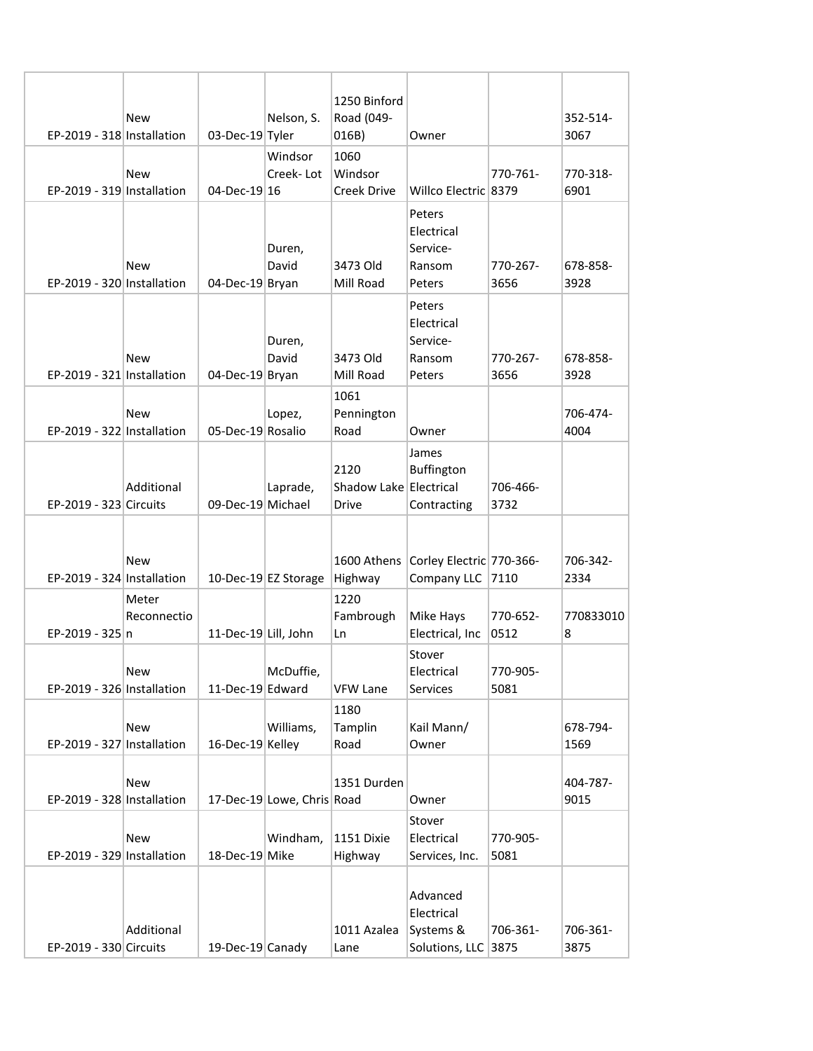| | | | | | | | |
|---|---|---|---|---|---|---|---|
| EP-2019 - 318 | New Installation | 03-Dec-19 | Nelson, S. Tyler | 1250 Binford Road (049-016B) | Owner | | 352-514-3067 |
| EP-2019 - 319 | New Installation | 04-Dec-19 | Windsor Creek- Lot 16 | 1060 Windsor Creek Drive | Willco Electric | 770-761-8379 | 770-318-6901 |
| EP-2019 - 320 | New Installation | 04-Dec-19 | Duren, David Bryan | 3473 Old Mill Road | Peters Electrical Service- Ransom Peters | 770-267-3656 | 678-858-3928 |
| EP-2019 - 321 | New Installation | 04-Dec-19 | Duren, David Bryan | 3473 Old Mill Road | Peters Electrical Service- Ransom Peters | 770-267-3656 | 678-858-3928 |
| EP-2019 - 322 | New Installation | 05-Dec-19 | Lopez, Rosalio | 1061 Pennington Road | Owner | | 706-474-4004 |
| EP-2019 - 323 | Additional Circuits | 09-Dec-19 | Laprade, Michael | 2120 Shadow Lake Drive | James Buffington Electrical Contracting | 706-466-3732 | |
| EP-2019 - 324 | New Installation | 10-Dec-19 | EZ Storage | 1600 Athens Highway | Corley Electric Company LLC | 770-366-7110 | 706-342-2334 |
| EP-2019 - 325 | Meter Reconnection | 11-Dec-19 | Lill, John | 1220 Fambrough Ln | Mike Hays Electrical, Inc | 770-652-0512 | 7708330108 |
| EP-2019 - 326 | New Installation | 11-Dec-19 | McDuffie, Edward | VFW Lane | Stover Electrical Services | 770-905-5081 | |
| EP-2019 - 327 | New Installation | 16-Dec-19 | Williams, Kelley | 1180 Tamplin Road | Kail Mann/ Owner | | 678-794-1569 |
| EP-2019 - 328 | New Installation | 17-Dec-19 | Lowe, Chris | 1351 Durden Road | Owner | | 404-787-9015 |
| EP-2019 - 329 | New Installation | 18-Dec-19 | Windham, Mike | 1151 Dixie Highway | Stover Electrical Services, Inc. | 770-905-5081 | |
| EP-2019 - 330 | Additional Circuits | 19-Dec-19 | Canady | 1011 Azalea Lane | Advanced Electrical Systems & Solutions, LLC | 706-361-3875 | 706-361-3875 |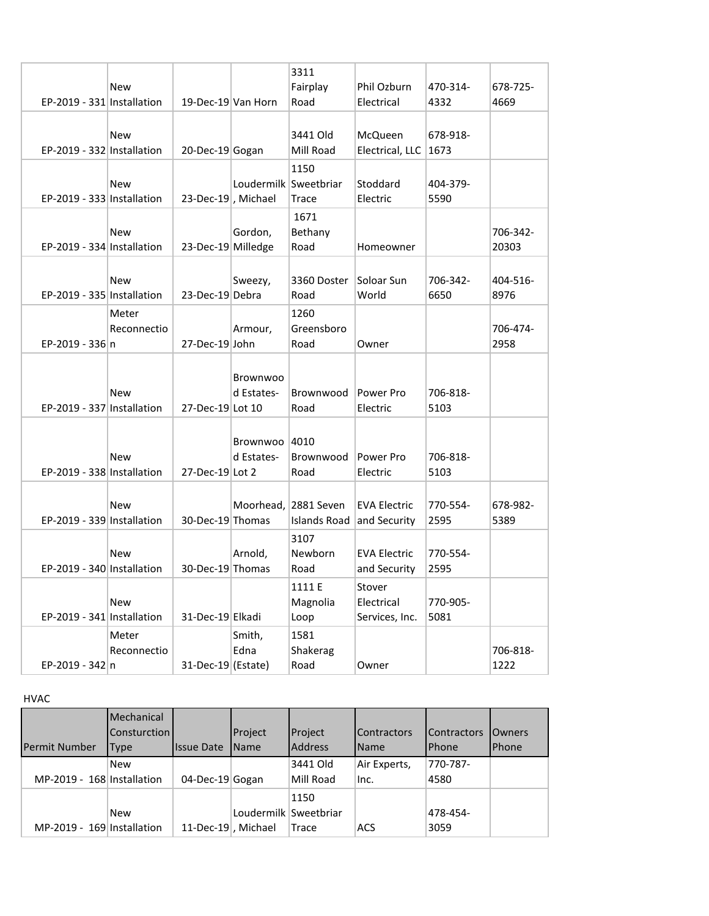| | | | | | | | |
|---|---|---|---|---|---|---|---|
| EP-2019 - 331 | New Installation | 19-Dec-19 | Van Horn | 3311 Fairplay Road | Phil Ozburn Electrical | 470-314-4332 | 678-725-4669 |
| EP-2019 - 332 | New Installation | 20-Dec-19 | Gogan | 3441 Old Mill Road | McQueen Electrical, LLC | 678-918-1673 | |
| EP-2019 - 333 | New Installation | 23-Dec-19 | Loudermilk, Michael | 1150 Sweetbriar Trace | Stoddard Electric | 404-379-5590 | |
| EP-2019 - 334 | New Installation | 23-Dec-19 | Gordon, Milledge | 1671 Bethany Road | Homeowner | | 706-342-20303 |
| EP-2019 - 335 | New Installation | 23-Dec-19 | Sweezy, Debra | 3360 Doster Road | Soloar Sun World | 706-342-6650 | 404-516-8976 |
| EP-2019 - 336 | Meter Reconnection | 27-Dec-19 | Armour, John | 1260 Greensboro Road | Owner | | 706-474-2958 |
| EP-2019 - 337 | New Installation | 27-Dec-19 | Brownwood Estates- Lot 10 | Brownwood Road | Power Pro Electric | 706-818-5103 | |
| EP-2019 - 338 | New Installation | 27-Dec-19 | Brownwood Estates- Lot 2 | 4010 Brownwood Road | Power Pro Electric | 706-818-5103 | |
| EP-2019 - 339 | New Installation | 30-Dec-19 | Moorhead, Thomas | 2881 Seven Islands Road | EVA Electric and Security | 770-554-2595 | 678-982-5389 |
| EP-2019 - 340 | New Installation | 30-Dec-19 | Arnold, Thomas | 3107 Newborn Road | EVA Electric and Security | 770-554-2595 | |
| EP-2019 - 341 | New Installation | 31-Dec-19 | Elkadi | 1111 E Magnolia Loop | Stover Electrical Services, Inc. | 770-905-5081 | |
| EP-2019 - 342 | Meter Reconnection | 31-Dec-19 | Smith, Edna (Estate) | 1581 Shakerag Road | Owner | | 706-818-1222 |

HVAC

| Permit Number | Mechanical Consturction Type | Issue Date | Project Name | Project Address | Contractors Name | Contractors Phone | Owners Phone |
|---|---|---|---|---|---|---|---|
| MP-2019 - 168 | New Installation | 04-Dec-19 | Gogan | 3441 Old Mill Road | Air Experts, Inc. | 770-787-4580 | |
| MP-2019 - 169 | New Installation | 11-Dec-19 | Loudermilk, Michael | 1150 Sweetbriar Trace | ACS | 478-454-3059 | |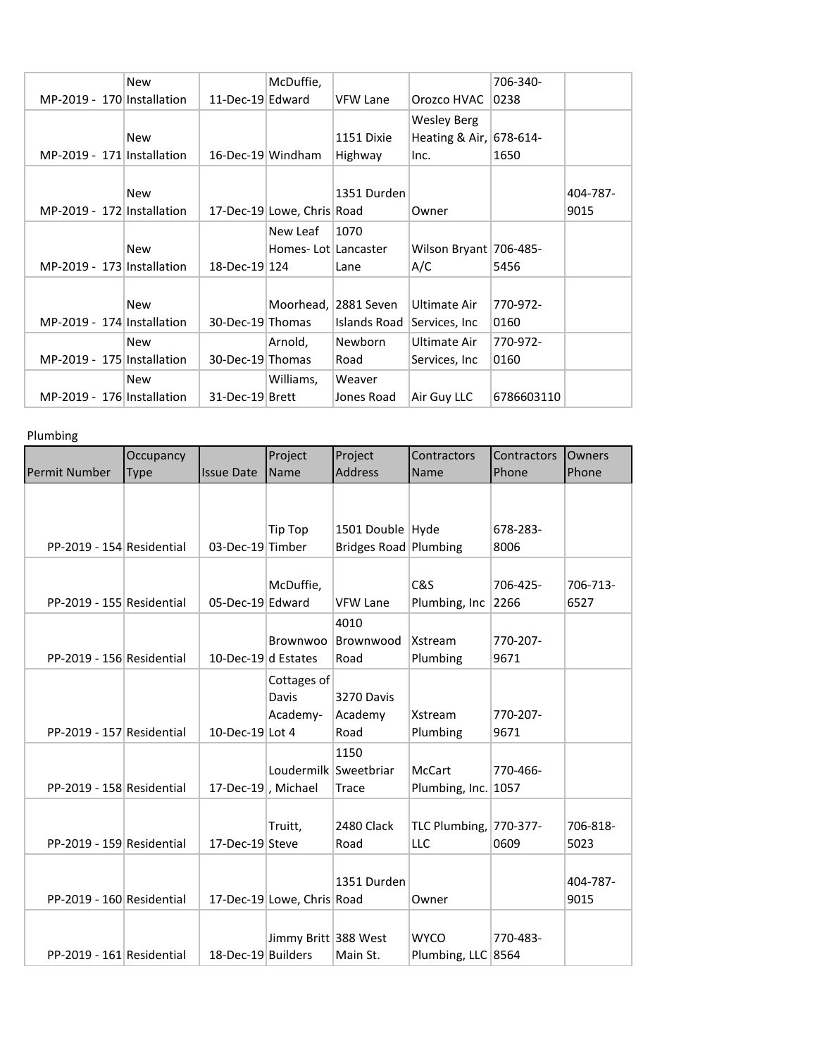| | | | | | | | |
|---|---|---|---|---|---|---|---|
| MP-2019 - 170 | New Installation | 11-Dec-19 | McDuffie, Edward | VFW Lane | Orozco HVAC | 706-340-0238 | |
| MP-2019 - 171 | New Installation | 16-Dec-19 | Windham | 1151 Dixie Highway | Wesley Berg Heating & Air, Inc. | 678-614-1650 | |
| MP-2019 - 172 | New Installation | 17-Dec-19 | Lowe, Chris | 1351 Durden Road | Owner | | 404-787-9015 |
| MP-2019 - 173 | New Installation | 18-Dec-19 | New Leaf Homes- Lot 124 | 1070 Lancaster Lane | Wilson Bryant A/C | 706-485-5456 | |
| MP-2019 - 174 | New Installation | 30-Dec-19 | Moorhead, Thomas | 2881 Seven Islands Road | Ultimate Air Services, Inc | 770-972-0160 | |
| MP-2019 - 175 | New Installation | 30-Dec-19 | Arnold, Thomas | Newborn Road | Ultimate Air Services, Inc | 770-972-0160 | |
| MP-2019 - 176 | New Installation | 31-Dec-19 | Williams, Brett | Weaver Jones Road | Air Guy LLC | 6786603110 | |

Plumbing

| Permit Number | Occupancy Type | Issue Date | Project Name | Project Address | Contractors Name | Contractors Phone | Owners Phone |
|---|---|---|---|---|---|---|---|
| PP-2019 - 154 | Residential | 03-Dec-19 | Tip Top Timber | 1501 Double Bridges Road | Hyde Plumbing | 678-283-8006 | |
| PP-2019 - 155 | Residential | 05-Dec-19 | McDuffie, Edward | VFW Lane | C&S Plumbing, Inc | 706-425-2266 | 706-713-6527 |
| PP-2019 - 156 | Residential | 10-Dec-19 | Brownwood Estates | 4010 Brownwood Road | Xstream Plumbing | 770-207-9671 | |
| PP-2019 - 157 | Residential | 10-Dec-19 | Cottages of Davis Academy- Lot 4 | 3270 Davis Academy Road | Xstream Plumbing | 770-207-9671 | |
| PP-2019 - 158 | Residential | 17-Dec-19 | Loudermilk, Michael | 1150 Sweetbriar Trace | McCart Plumbing, Inc. | 770-466-1057 | |
| PP-2019 - 159 | Residential | 17-Dec-19 | Truitt, Steve | 2480 Clack Road | TLC Plumbing, LLC | 770-377-0609 | 706-818-5023 |
| PP-2019 - 160 | Residential | 17-Dec-19 | Lowe, Chris | 1351 Durden Road | Owner | | 404-787-9015 |
| PP-2019 - 161 | Residential | 18-Dec-19 | Jimmy Britt Builders | 388 West Main St. | WYCO Plumbing, LLC | 770-483-8564 | |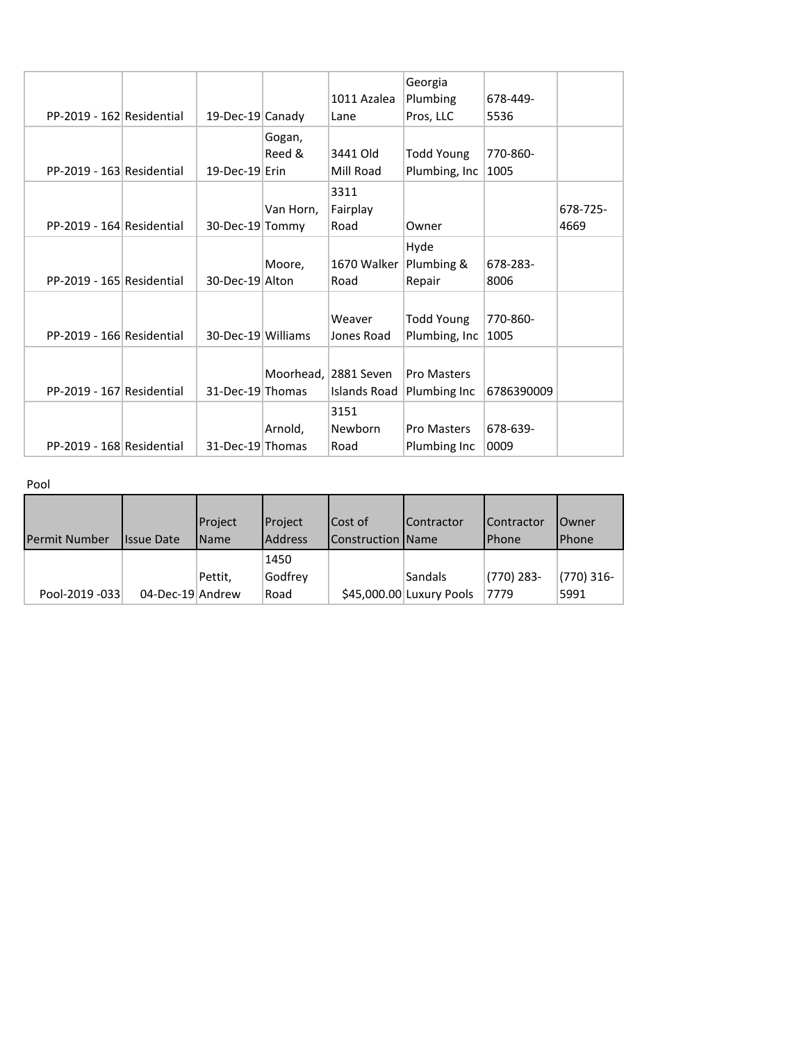| | | | | | | | |
|---|---|---|---|---|---|---|---|
| PP-2019 - 162 | Residential | 19-Dec-19 | Canady | 1011 Azalea Lane | Georgia Plumbing Pros, LLC | 678-449-5536 | |
| PP-2019 - 163 | Residential | 19-Dec-19 | Gogan, Reed & Erin | 3441 Old Mill Road | Todd Young Plumbing, Inc | 770-860-1005 | |
| PP-2019 - 164 | Residential | 30-Dec-19 | Van Horn, Tommy | 3311 Fairplay Road | Owner | | 678-725-4669 |
| PP-2019 - 165 | Residential | 30-Dec-19 | Moore, Alton | 1670 Walker Road | Hyde Plumbing & Repair | 678-283-8006 | |
| PP-2019 - 166 | Residential | 30-Dec-19 | Williams | Weaver Jones Road | Todd Young Plumbing, Inc | 770-860-1005 | |
| PP-2019 - 167 | Residential | 31-Dec-19 | Moorhead, Thomas | 2881 Seven Islands Road | Pro Masters Plumbing Inc | 6786390009 | |
| PP-2019 - 168 | Residential | 31-Dec-19 | Arnold, Thomas | 3151 Newborn Road | Pro Masters Plumbing Inc | 678-639-0009 | |

Pool

| Permit Number | Issue Date | Project Name | Project Address | Cost of Construction | Contractor Name | Contractor Phone | Owner Phone |
|---|---|---|---|---|---|---|---|
| Pool-2019 -033 | 04-Dec-19 | Pettit, Andrew | 1450 Godfrey Road | $45,000.00 | Sandals Luxury Pools | (770) 283-7779 | (770) 316-5991 |